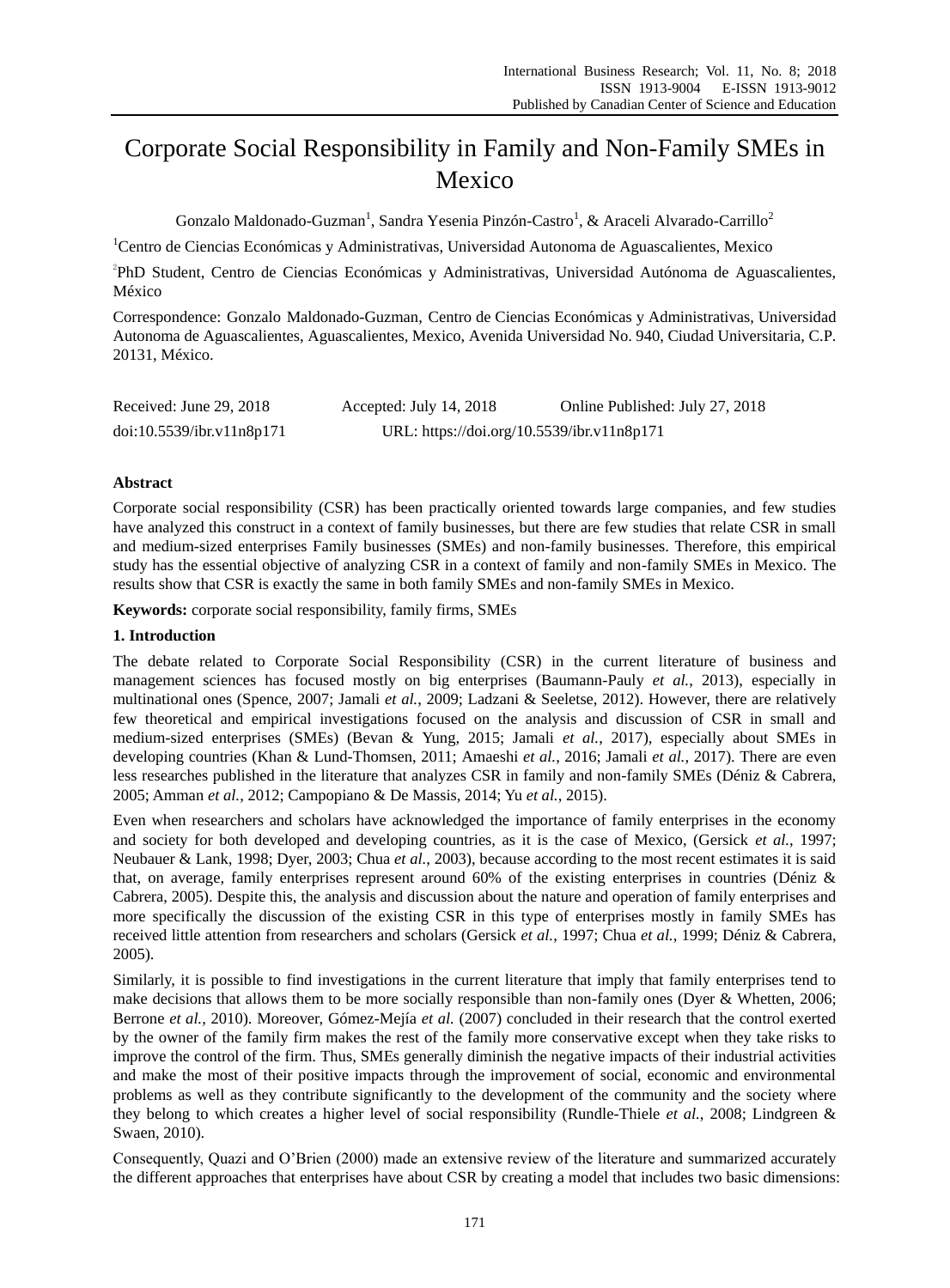# Corporate Social Responsibility in Family and Non-Family SMEs in Mexico

Gonzalo Maldonado-Guzman[1], Sandra Yesenia Pinzón-Castro[1], & Araceli Alvarado-Carrillo[2]

[1]Centro de Ciencias Económicas y Administrativas, Universidad Autonoma de Aguascalientes, Mexico

[2]PhD Student, Centro de Ciencias Económicas y Administrativas, Universidad Autónoma de Aguascalientes, México

Correspondence: Gonzalo Maldonado-Guzman, Centro de Ciencias Económicas y Administrativas, Universidad Autonoma de Aguascalientes, Aguascalientes, Mexico, Avenida Universidad No. 940, Ciudad Universitaria, C.P. 20131, México.

Received: June 29, 2018 Accepted: July 14, 2018 Online Published: July 27, 2018

doi:10.5539/ibr.v11n8p171 URL: https://doi.org/10.5539/ibr.v11n8p171

**Abstract**

Corporate social responsibility (CSR) has been practically oriented towards large companies, and few studies have analyzed this construct in a context of family businesses, but there are few studies that relate CSR in small and medium-sized enterprises Family businesses (SMEs) and non-family businesses. Therefore, this empirical study has the essential objective of analyzing CSR in a context of family and non-family SMEs in Mexico. The results show that CSR is exactly the same in both family SMEs and non-family SMEs in Mexico.

**Keywords:** corporate social responsibility, family firms, SMEs

## 1. Introduction

The debate related to Corporate Social Responsibility (CSR) in the current literature of business and management sciences has focused mostly on big enterprises (Baumann-Pauly *et al.*, 2013), especially in multinational ones (Spence, 2007; Jamali *et al.*, 2009; Ladzani & Seeletse, 2012). However, there are relatively few theoretical and empirical investigations focused on the analysis and discussion of CSR in small and medium-sized enterprises (SMEs) (Bevan & Yung, 2015; Jamali *et al.*, 2017), especially about SMEs in developing countries (Khan & Lund-Thomsen, 2011; Amaeshi *et al.*, 2016; Jamali *et al.*, 2017). There are even less researches published in the literature that analyzes CSR in family and non-family SMEs (Déniz & Cabrera, 2005; Amman *et al.*, 2012; Campopiano & De Massis, 2014; Yu *et al.*, 2015).

Even when researchers and scholars have acknowledged the importance of family enterprises in the economy and society for both developed and developing countries, as it is the case of Mexico, (Gersick *et al.*, 1997; Neubauer & Lank, 1998; Dyer, 2003; Chua *et al.*, 2003), because according to the most recent estimates it is said that, on average, family enterprises represent around 60% of the existing enterprises in countries (Déniz & Cabrera, 2005). Despite this, the analysis and discussion about the nature and operation of family enterprises and more specifically the discussion of the existing CSR in this type of enterprises mostly in family SMEs has received little attention from researchers and scholars (Gersick *et al.*, 1997; Chua *et al.*, 1999; Déniz & Cabrera, 2005).

Similarly, it is possible to find investigations in the current literature that imply that family enterprises tend to make decisions that allows them to be more socially responsible than non-family ones (Dyer & Whetten, 2006; Berrone *et al.*, 2010). Moreover, Gómez-Mejía *et al.* (2007) concluded in their research that the control exerted by the owner of the family firm makes the rest of the family more conservative except when they take risks to improve the control of the firm. Thus, SMEs generally diminish the negative impacts of their industrial activities and make the most of their positive impacts through the improvement of social, economic and environmental problems as well as they contribute significantly to the development of the community and the society where they belong to which creates a higher level of social responsibility (Rundle-Thiele *et al.*, 2008; Lindgreen & Swaen, 2010).

Consequently, Quazi and O'Brien (2000) made an extensive review of the literature and summarized accurately the different approaches that enterprises have about CSR by creating a model that includes two basic dimensions: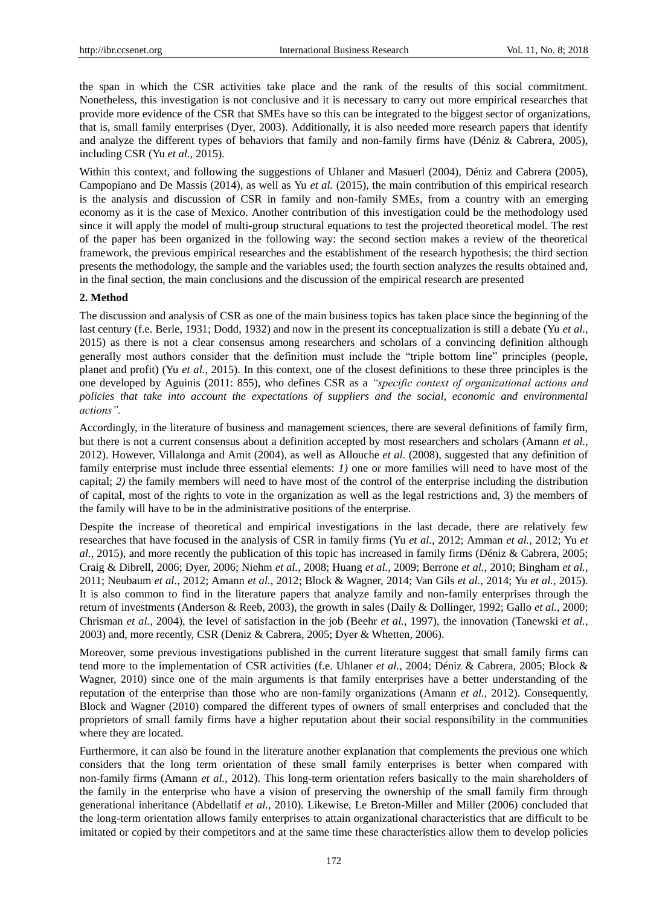the span in which the CSR activities take place and the rank of the results of this social commitment. Nonetheless, this investigation is not conclusive and it is necessary to carry out more empirical researches that provide more evidence of the CSR that SMEs have so this can be integrated to the biggest sector of organizations, that is, small family enterprises (Dyer, 2003). Additionally, it is also needed more research papers that identify and analyze the different types of behaviors that family and non-family firms have (Déniz & Cabrera, 2005), including CSR (Yu *et al.*, 2015).

Within this context, and following the suggestions of Uhlaner and Masuerl (2004), Déniz and Cabrera (2005), Campopiano and De Massis (2014), as well as Yu *et al.* (2015), the main contribution of this empirical research is the analysis and discussion of CSR in family and non-family SMEs, from a country with an emerging economy as it is the case of Mexico. Another contribution of this investigation could be the methodology used since it will apply the model of multi-group structural equations to test the projected theoretical model. The rest of the paper has been organized in the following way: the second section makes a review of the theoretical framework, the previous empirical researches and the establishment of the research hypothesis; the third section presents the methodology, the sample and the variables used; the fourth section analyzes the results obtained and, in the final section, the main conclusions and the discussion of the empirical research are presented

## 2. Method

The discussion and analysis of CSR as one of the main business topics has taken place since the beginning of the last century (f.e. Berle, 1931; Dodd, 1932) and now in the present its conceptualization is still a debate (Yu *et al.*, 2015) as there is not a clear consensus among researchers and scholars of a convincing definition although generally most authors consider that the definition must include the "triple bottom line" principles (people, planet and profit) (Yu *et al.*, 2015). In this context, one of the closest definitions to these three principles is the one developed by Aguinis (2011: 855), who defines CSR as a *"specific context of organizational actions and policies that take into account the expectations of suppliers and the social, economic and environmental actions".*

Accordingly, in the literature of business and management sciences, there are several definitions of family firm, but there is not a current consensus about a definition accepted by most researchers and scholars (Amann *et al.*, 2012). However, Villalonga and Amit (2004), as well as Allouche *et al.* (2008), suggested that any definition of family enterprise must include three essential elements: *1)* one or more families will need to have most of the capital; *2)* the family members will need to have most of the control of the enterprise including the distribution of capital, most of the rights to vote in the organization as well as the legal restrictions and, 3) the members of the family will have to be in the administrative positions of the enterprise.

Despite the increase of theoretical and empirical investigations in the last decade, there are relatively few researches that have focused in the analysis of CSR in family firms (Yu *et al.*, 2012; Amman *et al.*, 2012; Yu *et al.*, 2015), and more recently the publication of this topic has increased in family firms (Déniz & Cabrera, 2005; Craig & Dibrell, 2006; Dyer, 2006; Niehm *et al.*, 2008; Huang *et al.*, 2009; Berrone *et al.*, 2010; Bingham *et al.*, 2011; Neubaum *et al.*, 2012; Amann *et al.*, 2012; Block & Wagner, 2014; Van Gils *et al.*, 2014; Yu *et al.*, 2015). It is also common to find in the literature papers that analyze family and non-family enterprises through the return of investments (Anderson & Reeb, 2003), the growth in sales (Daily & Dollinger, 1992; Gallo *et al.*, 2000; Chrisman *et al.*, 2004), the level of satisfaction in the job (Beehr *et al.*, 1997), the innovation (Tanewski *et al.*, 2003) and, more recently, CSR (Deniz & Cabrera, 2005; Dyer & Whetten, 2006).

Moreover, some previous investigations published in the current literature suggest that small family firms can tend more to the implementation of CSR activities (f.e. Uhlaner *et al.*, 2004; Déniz & Cabrera, 2005; Block & Wagner, 2010) since one of the main arguments is that family enterprises have a better understanding of the reputation of the enterprise than those who are non-family organizations (Amann *et al.*, 2012). Consequently, Block and Wagner (2010) compared the different types of owners of small enterprises and concluded that the proprietors of small family firms have a higher reputation about their social responsibility in the communities where they are located.

Furthermore, it can also be found in the literature another explanation that complements the previous one which considers that the long term orientation of these small family enterprises is better when compared with non-family firms (Amann *et al.*, 2012). This long-term orientation refers basically to the main shareholders of the family in the enterprise who have a vision of preserving the ownership of the small family firm through generational inheritance (Abdellatif *et al.*, 2010). Likewise, Le Breton-Miller and Miller (2006) concluded that the long-term orientation allows family enterprises to attain organizational characteristics that are difficult to be imitated or copied by their competitors and at the same time these characteristics allow them to develop policies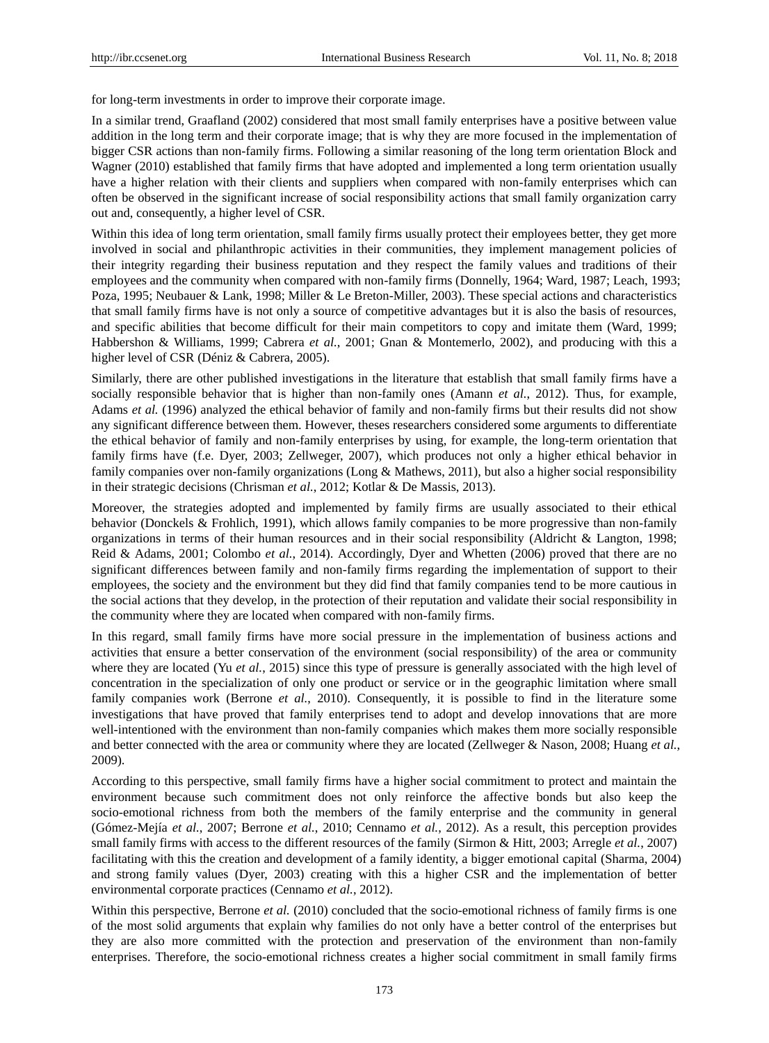for long-term investments in order to improve their corporate image.

In a similar trend, Graafland (2002) considered that most small family enterprises have a positive between value addition in the long term and their corporate image; that is why they are more focused in the implementation of bigger CSR actions than non-family firms. Following a similar reasoning of the long term orientation Block and Wagner (2010) established that family firms that have adopted and implemented a long term orientation usually have a higher relation with their clients and suppliers when compared with non-family enterprises which can often be observed in the significant increase of social responsibility actions that small family organization carry out and, consequently, a higher level of CSR.

Within this idea of long term orientation, small family firms usually protect their employees better, they get more involved in social and philanthropic activities in their communities, they implement management policies of their integrity regarding their business reputation and they respect the family values and traditions of their employees and the community when compared with non-family firms (Donnelly, 1964; Ward, 1987; Leach, 1993; Poza, 1995; Neubauer & Lank, 1998; Miller & Le Breton-Miller, 2003). These special actions and characteristics that small family firms have is not only a source of competitive advantages but it is also the basis of resources, and specific abilities that become difficult for their main competitors to copy and imitate them (Ward, 1999; Habbershon & Williams, 1999; Cabrera *et al.*, 2001; Gnan & Montemerlo, 2002), and producing with this a higher level of CSR (Déniz & Cabrera, 2005).

Similarly, there are other published investigations in the literature that establish that small family firms have a socially responsible behavior that is higher than non-family ones (Amann *et al.*, 2012). Thus, for example, Adams *et al.* (1996) analyzed the ethical behavior of family and non-family firms but their results did not show any significant difference between them. However, theses researchers considered some arguments to differentiate the ethical behavior of family and non-family enterprises by using, for example, the long-term orientation that family firms have (f.e. Dyer, 2003; Zellweger, 2007), which produces not only a higher ethical behavior in family companies over non-family organizations (Long & Mathews, 2011), but also a higher social responsibility in their strategic decisions (Chrisman *et al.*, 2012; Kotlar & De Massis, 2013).

Moreover, the strategies adopted and implemented by family firms are usually associated to their ethical behavior (Donckels & Frohlich, 1991), which allows family companies to be more progressive than non-family organizations in terms of their human resources and in their social responsibility (Aldricht & Langton, 1998; Reid & Adams, 2001; Colombo *et al.*, 2014). Accordingly, Dyer and Whetten (2006) proved that there are no significant differences between family and non-family firms regarding the implementation of support to their employees, the society and the environment but they did find that family companies tend to be more cautious in the social actions that they develop, in the protection of their reputation and validate their social responsibility in the community where they are located when compared with non-family firms.

In this regard, small family firms have more social pressure in the implementation of business actions and activities that ensure a better conservation of the environment (social responsibility) of the area or community where they are located (Yu *et al.*, 2015) since this type of pressure is generally associated with the high level of concentration in the specialization of only one product or service or in the geographic limitation where small family companies work (Berrone *et al.*, 2010). Consequently, it is possible to find in the literature some investigations that have proved that family enterprises tend to adopt and develop innovations that are more well-intentioned with the environment than non-family companies which makes them more socially responsible and better connected with the area or community where they are located (Zellweger & Nason, 2008; Huang *et al.*, 2009).

According to this perspective, small family firms have a higher social commitment to protect and maintain the environment because such commitment does not only reinforce the affective bonds but also keep the socio-emotional richness from both the members of the family enterprise and the community in general (Gómez-Mejía *et al.*, 2007; Berrone *et al.*, 2010; Cennamo *et al.*, 2012). As a result, this perception provides small family firms with access to the different resources of the family (Sirmon & Hitt, 2003; Arregle *et al.*, 2007) facilitating with this the creation and development of a family identity, a bigger emotional capital (Sharma, 2004) and strong family values (Dyer, 2003) creating with this a higher CSR and the implementation of better environmental corporate practices (Cennamo *et al.*, 2012).

Within this perspective, Berrone *et al.* (2010) concluded that the socio-emotional richness of family firms is one of the most solid arguments that explain why families do not only have a better control of the enterprises but they are also more committed with the protection and preservation of the environment than non-family enterprises. Therefore, the socio-emotional richness creates a higher social commitment in small family firms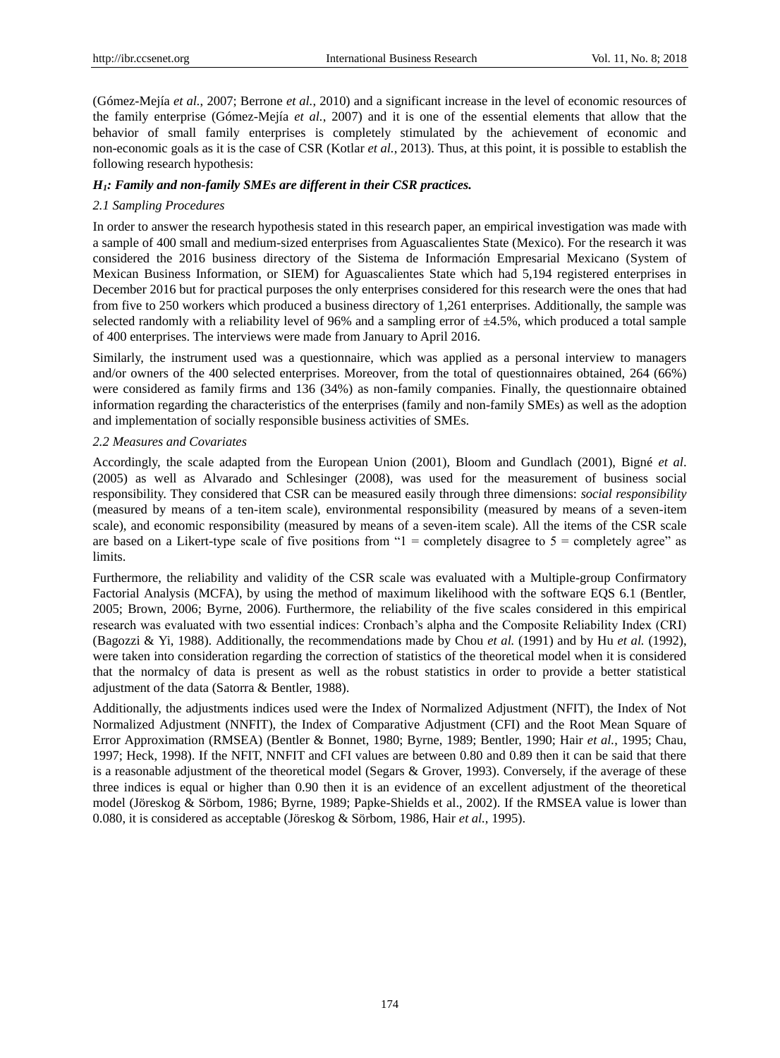(Gómez-Mejía *et al.*, 2007; Berrone *et al.*, 2010) and a significant increase in the level of economic resources of the family enterprise (Gómez-Mejía *et al.*, 2007) and it is one of the essential elements that allow that the behavior of small family enterprises is completely stimulated by the achievement of economic and non-economic goals as it is the case of CSR (Kotlar *et al.*, 2013). Thus, at this point, it is possible to establish the following research hypothesis:

***H$_1$: Family and non-family SMEs are different in their CSR practices.***

### *2.1 Sampling Procedures*

In order to answer the research hypothesis stated in this research paper, an empirical investigation was made with a sample of 400 small and medium-sized enterprises from Aguascalientes State (Mexico). For the research it was considered the 2016 business directory of the Sistema de Información Empresarial Mexicano (System of Mexican Business Information, or SIEM) for Aguascalientes State which had 5,194 registered enterprises in December 2016 but for practical purposes the only enterprises considered for this research were the ones that had from five to 250 workers which produced a business directory of 1,261 enterprises. Additionally, the sample was selected randomly with a reliability level of 96% and a sampling error of ±4.5%, which produced a total sample of 400 enterprises. The interviews were made from January to April 2016.

Similarly, the instrument used was a questionnaire, which was applied as a personal interview to managers and/or owners of the 400 selected enterprises. Moreover, from the total of questionnaires obtained, 264 (66%) were considered as family firms and 136 (34%) as non-family companies. Finally, the questionnaire obtained information regarding the characteristics of the enterprises (family and non-family SMEs) as well as the adoption and implementation of socially responsible business activities of SMEs.

### *2.2 Measures and Covariates*

Accordingly, the scale adapted from the European Union (2001), Bloom and Gundlach (2001), Bigné *et al*. (2005) as well as Alvarado and Schlesinger (2008), was used for the measurement of business social responsibility. They considered that CSR can be measured easily through three dimensions: *social responsibility* (measured by means of a ten-item scale), environmental responsibility (measured by means of a seven-item scale), and economic responsibility (measured by means of a seven-item scale). All the items of the CSR scale are based on a Likert-type scale of five positions from "1 = completely disagree to 5 = completely agree" as limits.

Furthermore, the reliability and validity of the CSR scale was evaluated with a Multiple-group Confirmatory Factorial Analysis (MCFA), by using the method of maximum likelihood with the software EQS 6.1 (Bentler, 2005; Brown, 2006; Byrne, 2006). Furthermore, the reliability of the five scales considered in this empirical research was evaluated with two essential indices: Cronbach's alpha and the Composite Reliability Index (CRI) (Bagozzi & Yi, 1988). Additionally, the recommendations made by Chou *et al.* (1991) and by Hu *et al.* (1992), were taken into consideration regarding the correction of statistics of the theoretical model when it is considered that the normalcy of data is present as well as the robust statistics in order to provide a better statistical adjustment of the data (Satorra & Bentler, 1988).

Additionally, the adjustments indices used were the Index of Normalized Adjustment (NFIT), the Index of Not Normalized Adjustment (NNFIT), the Index of Comparative Adjustment (CFI) and the Root Mean Square of Error Approximation (RMSEA) (Bentler & Bonnet, 1980; Byrne, 1989; Bentler, 1990; Hair *et al.*, 1995; Chau, 1997; Heck, 1998). If the NFIT, NNFIT and CFI values are between 0.80 and 0.89 then it can be said that there is a reasonable adjustment of the theoretical model (Segars & Grover, 1993). Conversely, if the average of these three indices is equal or higher than 0.90 then it is an evidence of an excellent adjustment of the theoretical model (Jöreskog & Sörbom, 1986; Byrne, 1989; Papke-Shields et al., 2002). If the RMSEA value is lower than 0.080, it is considered as acceptable (Jöreskog & Sörbom, 1986, Hair *et al.*, 1995).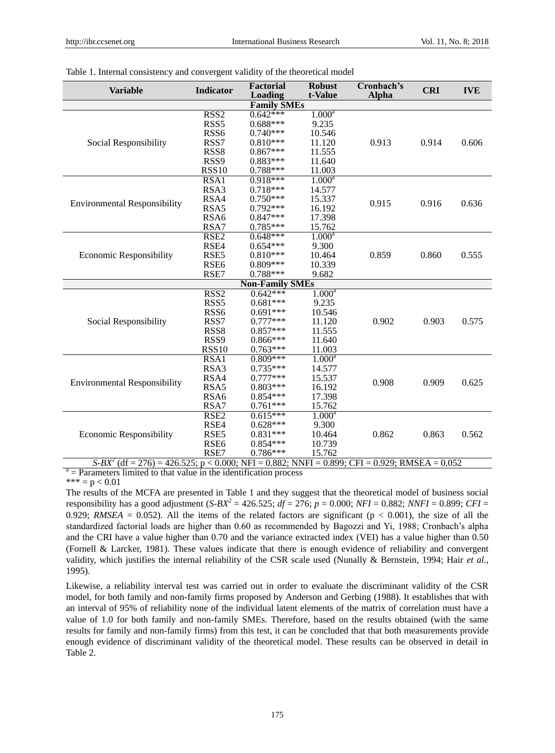Table 1. Internal consistency and convergent validity of the theoretical model

| Variable | Indicator | Factorial Loading | Robust t-Value | Cronbach's Alpha | CRI | IVE |
|---|---|---|---|---|---|---|
| **Family SMEs** | | | | | | |
| Social Responsibility | RSS2 | 0.642*** | 1.000[a] | 0.913 | 0.914 | 0.606 |
| | RSS5 | 0.688*** | 9.235 | | | |
| | RSS6 | 0.740*** | 10.546 | | | |
| | RSS7 | 0.810*** | 11.120 | | | |
| | RSS8 | 0.867*** | 11.555 | | | |
| | RSS9 | 0.883*** | 11.640 | | | |
| | RSS10 | 0.788*** | 11.003 | | | |
| Environmental Responsibility | RSA1 | 0.918*** | 1.000[a] | 0.915 | 0.916 | 0.636 |
| | RSA3 | 0.718*** | 14.577 | | | |
| | RSA4 | 0.750*** | 15.337 | | | |
| | RSA5 | 0.792*** | 16.192 | | | |
| | RSA6 | 0.847*** | 17.398 | | | |
| | RSA7 | 0.785*** | 15.762 | | | |
| Economic Responsibility | RSE2 | 0.648*** | 1.000[a] | 0.859 | 0.860 | 0.555 |
| | RSE4 | 0.654*** | 9.300 | | | |
| | RSE5 | 0.810*** | 10.464 | | | |
| | RSE6 | 0.809*** | 10.339 | | | |
| | RSE7 | 0.788*** | 9.682 | | | |
| **Non-Family SMEs** | | | | | | |
| Social Responsibility | RSS2 | 0.642*** | 1.000[a] | 0.902 | 0.903 | 0.575 |
| | RSS5 | 0.681*** | 9.235 | | | |
| | RSS6 | 0.691*** | 10.546 | | | |
| | RSS7 | 0.777*** | 11.120 | | | |
| | RSS8 | 0.857*** | 11.555 | | | |
| | RSS9 | 0.866*** | 11.640 | | | |
| | RSS10 | 0.763*** | 11.003 | | | |
| Environmental Responsibility | RSA1 | 0.809*** | 1.000[a] | 0.908 | 0.909 | 0.625 |
| | RSA3 | 0.735*** | 14.577 | | | |
| | RSA4 | 0.777*** | 15.537 | | | |
| | RSA5 | 0.803*** | 16.192 | | | |
| | RSA6 | 0.854*** | 17.398 | | | |
| | RSA7 | 0.761*** | 15.762 | | | |
| Economic Responsibility | RSE2 | 0.615*** | 1.000[a] | 0.862 | 0.863 | 0.562 |
| | RSE4 | 0.628*** | 9.300 | | | |
| | RSE5 | 0.831*** | 10.464 | | | |
| | RSE6 | 0.854*** | 10.739 | | | |
| | RSE7 | 0.786*** | 15.762 | | | |

$S\text{-}BX^2$ (df = 276) = 426.525; p < 0.000; NFI = 0.882; NNFI = 0.899; CFI = 0.929; RMSEA = 0.052

[a] = Parameters limited to that value in the identification process

*** = p < 0.01

The results of the MCFA are presented in Table 1 and they suggest that the theoretical model of business social responsibility has a good adjustment ($S\text{-}BX^2$ = 426.525; *df* = 276; *p* = 0.000; *NFI* = 0.882; *NNFI* = 0.899; *CFI* = 0.929; *RMSEA* = 0.052). All the items of the related factors are significant ($p < 0.001$), the size of all the standardized factorial loads are higher than 0.60 as recommended by Bagozzi and Yi, 1988; Cronbach's alpha and the CRI have a value higher than 0.70 and the variance extracted index (VEI) has a value higher than 0.50 (Fornell & Larcker, 1981). These values indicate that there is enough evidence of reliability and convergent validity, which justifies the internal reliability of the CSR scale used (Nunally & Bernstein, 1994; Hair *et al.*, 1995).

Likewise, a reliability interval test was carried out in order to evaluate the discriminant validity of the CSR model, for both family and non-family firms proposed by Anderson and Gerbing (1988). It establishes that with an interval of 95% of reliability none of the individual latent elements of the matrix of correlation must have a value of 1.0 for both family and non-family SMEs. Therefore, based on the results obtained (with the same results for family and non-family firms) from this test, it can be concluded that that both measurements provide enough evidence of discriminant validity of the theoretical model. These results can be observed in detail in Table 2.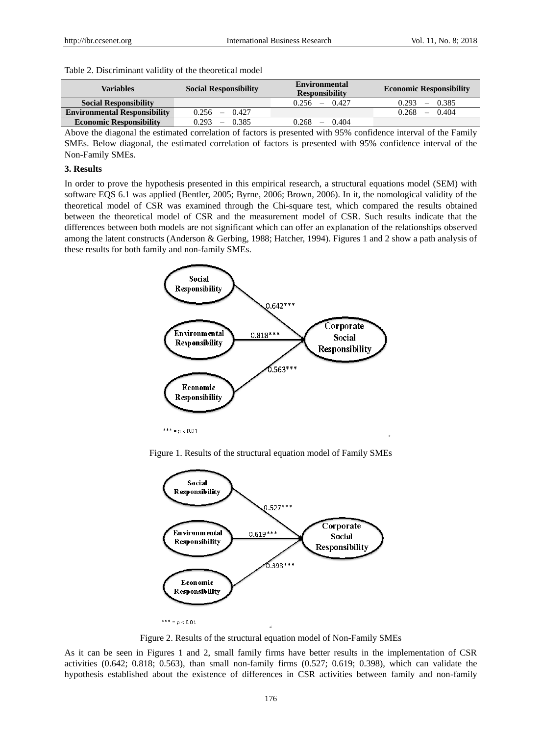Table 2. Discriminant validity of the theoretical model

| Variables | Social Responsibility | Environmental Responsibility | Economic Responsibility |
|---|---|---|---|
| Social Responsibility | | 0.256 – 0.427 | 0.293 – 0.385 |
| Environmental Responsibility | 0.256 – 0.427 | | 0.268 – 0.404 |
| Economic Responsibility | 0.293 – 0.385 | 0.268 – 0.404 | |

Above the diagonal the estimated correlation of factors is presented with 95% confidence interval of the Family SMEs. Below diagonal, the estimated correlation of factors is presented with 95% confidence interval of the Non-Family SMEs.

### 3. Results

In order to prove the hypothesis presented in this empirical research, a structural equations model (SEM) with software EQS 6.1 was applied (Bentler, 2005; Byrne, 2006; Brown, 2006). In it, the nomological validity of the theoretical model of CSR was examined through the Chi-square test, which compared the results obtained between the theoretical model of CSR and the measurement model of CSR. Such results indicate that the differences between both models are not significant which can offer an explanation of the relationships observed among the latent constructs (Anderson & Gerbing, 1988; Hatcher, 1994). Figures 1 and 2 show a path analysis of these results for both family and non-family SMEs.

Social Responsibility → Corporate Social Responsibility: 0.642***
Environmental Responsibility → Corporate Social Responsibility: 0.818***
Economic Responsibility → Corporate Social Responsibility: 0.563***

*** = p < 0.01

Figure 1. Results of the structural equation model of Family SMEs

Social Responsibility → Corporate Social Responsibility: 0.527***
Environmental Responsibility → Corporate Social Responsibility: 0.619***
Economic Responsibility → Corporate Social Responsibility: 0.398***

*** = p < 0.01

Figure 2. Results of the structural equation model of Non-Family SMEs

As it can be seen in Figures 1 and 2, small family firms have better results in the implementation of CSR activities (0.642; 0.818; 0.563), than small non-family firms (0.527; 0.619; 0.398), which can validate the hypothesis established about the existence of differences in CSR activities between family and non-family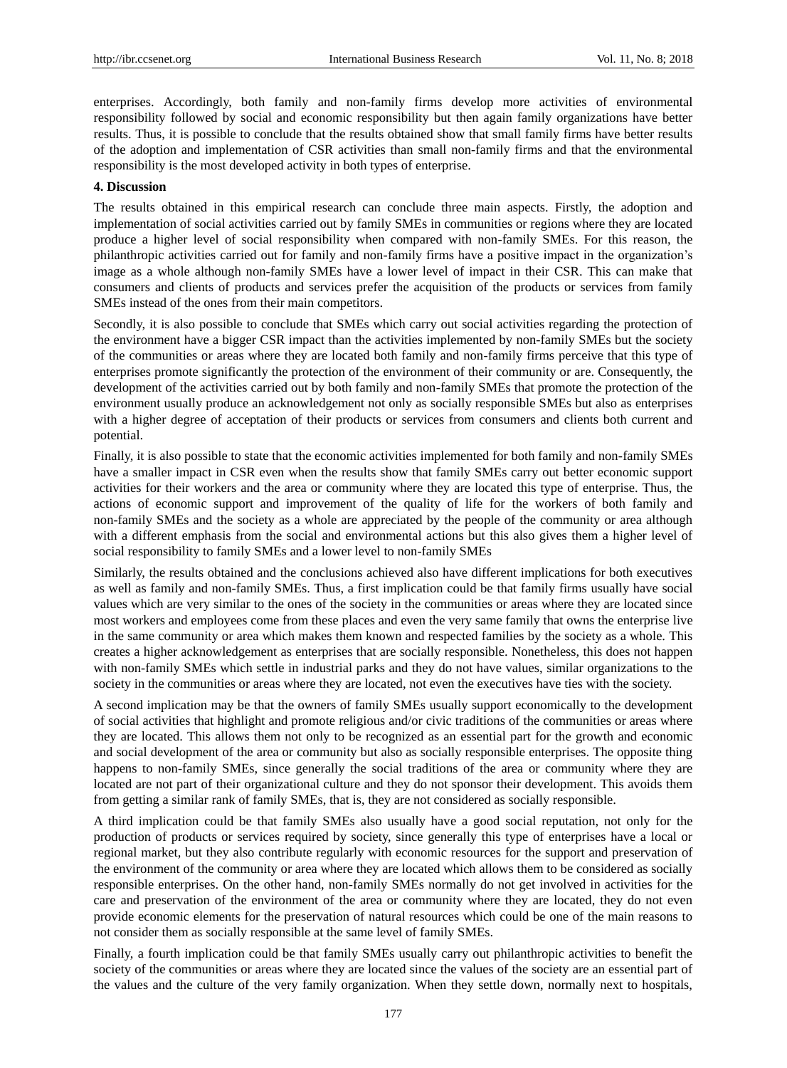enterprises. Accordingly, both family and non-family firms develop more activities of environmental responsibility followed by social and economic responsibility but then again family organizations have better results. Thus, it is possible to conclude that the results obtained show that small family firms have better results of the adoption and implementation of CSR activities than small non-family firms and that the environmental responsibility is the most developed activity in both types of enterprise.

## 4. Discussion

The results obtained in this empirical research can conclude three main aspects. Firstly, the adoption and implementation of social activities carried out by family SMEs in communities or regions where they are located produce a higher level of social responsibility when compared with non-family SMEs. For this reason, the philanthropic activities carried out for family and non-family firms have a positive impact in the organization's image as a whole although non-family SMEs have a lower level of impact in their CSR. This can make that consumers and clients of products and services prefer the acquisition of the products or services from family SMEs instead of the ones from their main competitors.

Secondly, it is also possible to conclude that SMEs which carry out social activities regarding the protection of the environment have a bigger CSR impact than the activities implemented by non-family SMEs but the society of the communities or areas where they are located both family and non-family firms perceive that this type of enterprises promote significantly the protection of the environment of their community or are. Consequently, the development of the activities carried out by both family and non-family SMEs that promote the protection of the environment usually produce an acknowledgement not only as socially responsible SMEs but also as enterprises with a higher degree of acceptation of their products or services from consumers and clients both current and potential.

Finally, it is also possible to state that the economic activities implemented for both family and non-family SMEs have a smaller impact in CSR even when the results show that family SMEs carry out better economic support activities for their workers and the area or community where they are located this type of enterprise. Thus, the actions of economic support and improvement of the quality of life for the workers of both family and non-family SMEs and the society as a whole are appreciated by the people of the community or area although with a different emphasis from the social and environmental actions but this also gives them a higher level of social responsibility to family SMEs and a lower level to non-family SMEs

Similarly, the results obtained and the conclusions achieved also have different implications for both executives as well as family and non-family SMEs. Thus, a first implication could be that family firms usually have social values which are very similar to the ones of the society in the communities or areas where they are located since most workers and employees come from these places and even the very same family that owns the enterprise live in the same community or area which makes them known and respected families by the society as a whole. This creates a higher acknowledgement as enterprises that are socially responsible. Nonetheless, this does not happen with non-family SMEs which settle in industrial parks and they do not have values, similar organizations to the society in the communities or areas where they are located, not even the executives have ties with the society.

A second implication may be that the owners of family SMEs usually support economically to the development of social activities that highlight and promote religious and/or civic traditions of the communities or areas where they are located. This allows them not only to be recognized as an essential part for the growth and economic and social development of the area or community but also as socially responsible enterprises. The opposite thing happens to non-family SMEs, since generally the social traditions of the area or community where they are located are not part of their organizational culture and they do not sponsor their development. This avoids them from getting a similar rank of family SMEs, that is, they are not considered as socially responsible.

A third implication could be that family SMEs also usually have a good social reputation, not only for the production of products or services required by society, since generally this type of enterprises have a local or regional market, but they also contribute regularly with economic resources for the support and preservation of the environment of the community or area where they are located which allows them to be considered as socially responsible enterprises. On the other hand, non-family SMEs normally do not get involved in activities for the care and preservation of the environment of the area or community where they are located, they do not even provide economic elements for the preservation of natural resources which could be one of the main reasons to not consider them as socially responsible at the same level of family SMEs.

Finally, a fourth implication could be that family SMEs usually carry out philanthropic activities to benefit the society of the communities or areas where they are located since the values of the society are an essential part of the values and the culture of the very family organization. When they settle down, normally next to hospitals,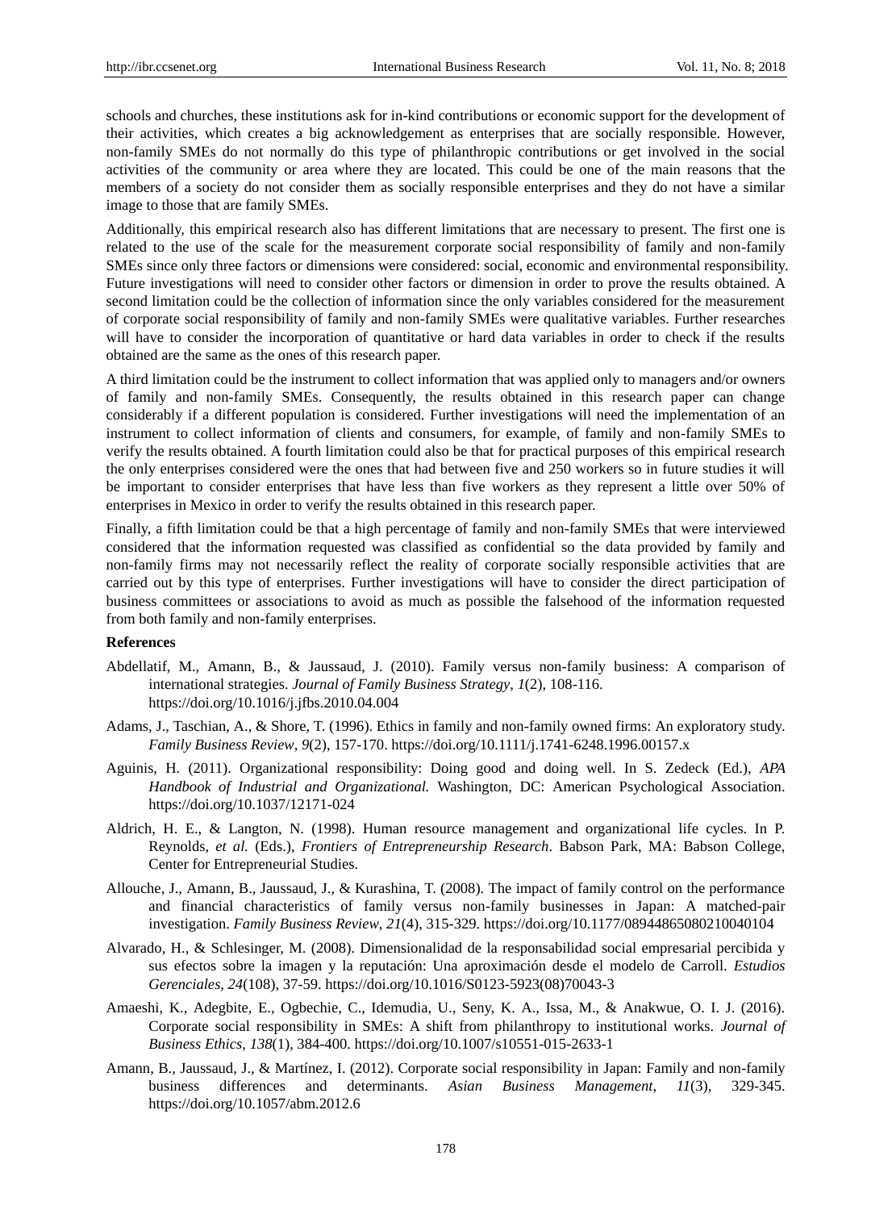schools and churches, these institutions ask for in-kind contributions or economic support for the development of their activities, which creates a big acknowledgement as enterprises that are socially responsible. However, non-family SMEs do not normally do this type of philanthropic contributions or get involved in the social activities of the community or area where they are located. This could be one of the main reasons that the members of a society do not consider them as socially responsible enterprises and they do not have a similar image to those that are family SMEs.

Additionally, this empirical research also has different limitations that are necessary to present. The first one is related to the use of the scale for the measurement corporate social responsibility of family and non-family SMEs since only three factors or dimensions were considered: social, economic and environmental responsibility. Future investigations will need to consider other factors or dimension in order to prove the results obtained. A second limitation could be the collection of information since the only variables considered for the measurement of corporate social responsibility of family and non-family SMEs were qualitative variables. Further researches will have to consider the incorporation of quantitative or hard data variables in order to check if the results obtained are the same as the ones of this research paper.

A third limitation could be the instrument to collect information that was applied only to managers and/or owners of family and non-family SMEs. Consequently, the results obtained in this research paper can change considerably if a different population is considered. Further investigations will need the implementation of an instrument to collect information of clients and consumers, for example, of family and non-family SMEs to verify the results obtained. A fourth limitation could also be that for practical purposes of this empirical research the only enterprises considered were the ones that had between five and 250 workers so in future studies it will be important to consider enterprises that have less than five workers as they represent a little over 50% of enterprises in Mexico in order to verify the results obtained in this research paper.

Finally, a fifth limitation could be that a high percentage of family and non-family SMEs that were interviewed considered that the information requested was classified as confidential so the data provided by family and non-family firms may not necessarily reflect the reality of corporate socially responsible activities that are carried out by this type of enterprises. Further investigations will have to consider the direct participation of business committees or associations to avoid as much as possible the falsehood of the information requested from both family and non-family enterprises.

**References**

Abdellatif, M., Amann, B., & Jaussaud, J. (2010). Family versus non-family business: A comparison of international strategies. *Journal of Family Business Strategy*, *1*(2), 108-116. https://doi.org/10.1016/j.jfbs.2010.04.004

Adams, J., Taschian, A., & Shore, T. (1996). Ethics in family and non-family owned firms: An exploratory study. *Family Business Review*, *9*(2), 157-170. https://doi.org/10.1111/j.1741-6248.1996.00157.x

Aguinis, H. (2011). Organizational responsibility: Doing good and doing well. In S. Zedeck (Ed.), *APA Handbook of Industrial and Organizational.* Washington, DC: American Psychological Association. https://doi.org/10.1037/12171-024

Aldrich, H. E., & Langton, N. (1998). Human resource management and organizational life cycles. In P. Reynolds, *et al.* (Eds.), *Frontiers of Entrepreneurship Research*. Babson Park, MA: Babson College, Center for Entrepreneurial Studies.

Allouche, J., Amann, B., Jaussaud, J., & Kurashina, T. (2008). The impact of family control on the performance and financial characteristics of family versus non-family businesses in Japan: A matched-pair investigation. *Family Business Review*, *21*(4), 315-329. https://doi.org/10.1177/08944865080210040104

Alvarado, H., & Schlesinger, M. (2008). Dimensionalidad de la responsabilidad social empresarial percibida y sus efectos sobre la imagen y la reputación: Una aproximación desde el modelo de Carroll. *Estudios Gerenciales, 24*(108), 37-59. https://doi.org/10.1016/S0123-5923(08)70043-3

Amaeshi, K., Adegbite, E., Ogbechie, C., Idemudia, U., Seny, K. A., Issa, M., & Anakwue, O. I. J. (2016). Corporate social responsibility in SMEs: A shift from philanthropy to institutional works. *Journal of Business Ethics*, *138*(1), 384-400. https://doi.org/10.1007/s10551-015-2633-1

Amann, B., Jaussaud, J., & Martínez, I. (2012). Corporate social responsibility in Japan: Family and non-family business differences and determinants. *Asian Business Management, 11*(3), 329-345. https://doi.org/10.1057/abm.2012.6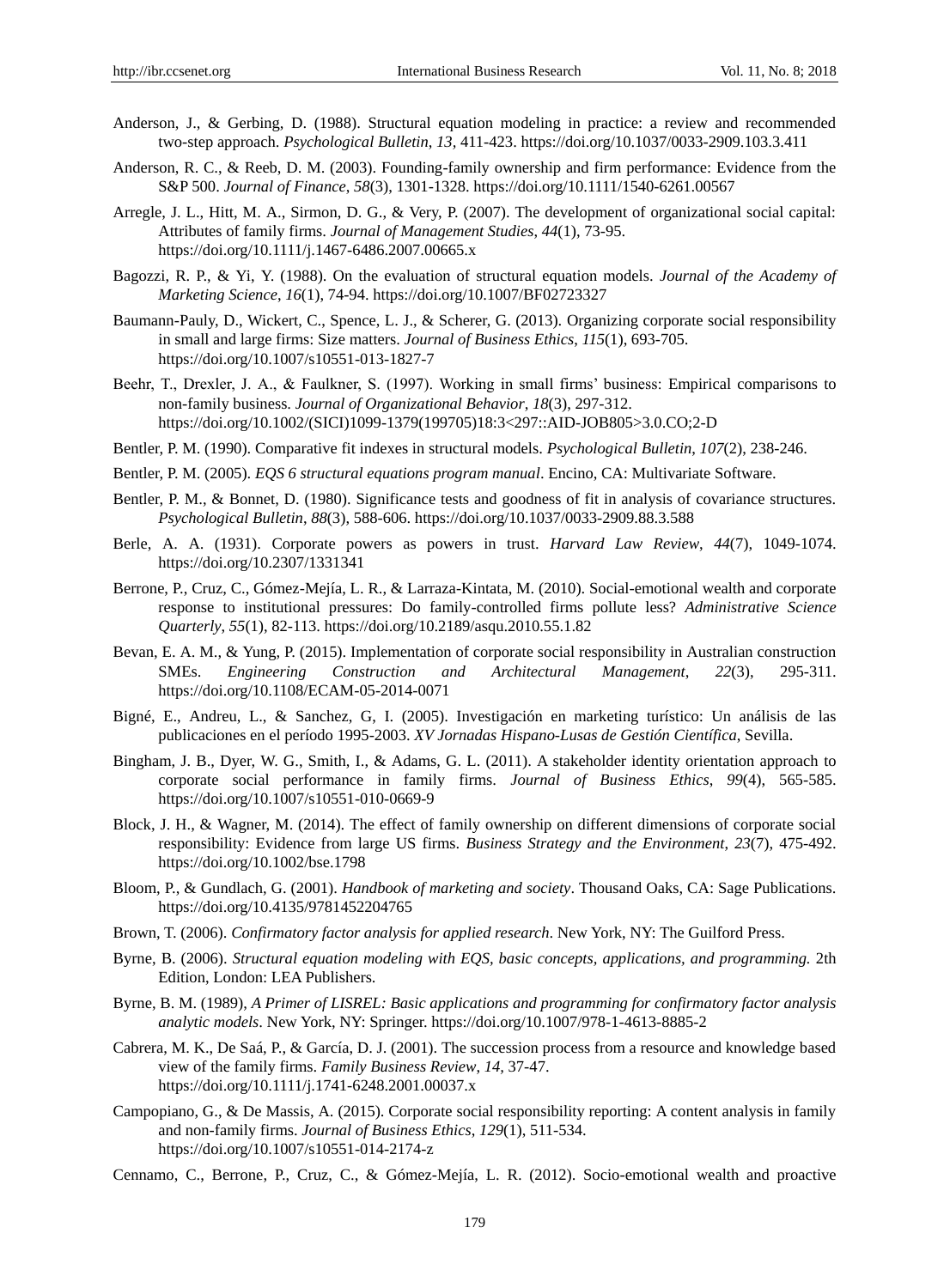Anderson, J., & Gerbing, D. (1988). Structural equation modeling in practice: a review and recommended two-step approach. *Psychological Bulletin, 13,* 411-423. https://doi.org/10.1037/0033-2909.103.3.411

Anderson, R. C., & Reeb, D. M. (2003). Founding-family ownership and firm performance: Evidence from the S&P 500. *Journal of Finance, 58*(3), 1301-1328. https://doi.org/10.1111/1540-6261.00567

Arregle, J. L., Hitt, M. A., Sirmon, D. G., & Very, P. (2007). The development of organizational social capital: Attributes of family firms. *Journal of Management Studies, 44*(1), 73-95. https://doi.org/10.1111/j.1467-6486.2007.00665.x

Bagozzi, R. P., & Yi, Y. (1988). On the evaluation of structural equation models. *Journal of the Academy of Marketing Science, 16*(1), 74-94. https://doi.org/10.1007/BF02723327

Baumann-Pauly, D., Wickert, C., Spence, L. J., & Scherer, G. (2013). Organizing corporate social responsibility in small and large firms: Size matters. *Journal of Business Ethics, 115*(1), 693-705. https://doi.org/10.1007/s10551-013-1827-7

Beehr, T., Drexler, J. A., & Faulkner, S. (1997). Working in small firms' business: Empirical comparisons to non-family business. *Journal of Organizational Behavior, 18*(3), 297-312. https://doi.org/10.1002/(SICI)1099-1379(199705)18:3<297::AID-JOB805>3.0.CO;2-D

Bentler, P. M. (1990). Comparative fit indexes in structural models. *Psychological Bulletin, 107*(2), 238-246.

Bentler, P. M. (2005). *EQS 6 structural equations program manual*. Encino, CA: Multivariate Software.

Bentler, P. M., & Bonnet, D. (1980). Significance tests and goodness of fit in analysis of covariance structures. *Psychological Bulletin, 88*(3), 588-606. https://doi.org/10.1037/0033-2909.88.3.588

Berle, A. A. (1931). Corporate powers as powers in trust. *Harvard Law Review, 44*(7), 1049-1074. https://doi.org/10.2307/1331341

Berrone, P., Cruz, C., Gómez-Mejía, L. R., & Larraza-Kintata, M. (2010). Social-emotional wealth and corporate response to institutional pressures: Do family-controlled firms pollute less? *Administrative Science Quarterly, 55*(1), 82-113. https://doi.org/10.2189/asqu.2010.55.1.82

Bevan, E. A. M., & Yung, P. (2015). Implementation of corporate social responsibility in Australian construction SMEs. *Engineering Construction and Architectural Management, 22*(3), 295-311. https://doi.org/10.1108/ECAM-05-2014-0071

Bigné, E., Andreu, L., & Sanchez, G, I. (2005). Investigación en marketing turístico: Un análisis de las publicaciones en el período 1995-2003. *XV Jornadas Hispano-Lusas de Gestión Científica*, Sevilla.

Bingham, J. B., Dyer, W. G., Smith, I., & Adams, G. L. (2011). A stakeholder identity orientation approach to corporate social performance in family firms. *Journal of Business Ethics, 99*(4), 565-585. https://doi.org/10.1007/s10551-010-0669-9

Block, J. H., & Wagner, M. (2014). The effect of family ownership on different dimensions of corporate social responsibility: Evidence from large US firms. *Business Strategy and the Environment, 23*(7), 475-492. https://doi.org/10.1002/bse.1798

Bloom, P., & Gundlach, G. (2001). *Handbook of marketing and society*. Thousand Oaks, CA: Sage Publications. https://doi.org/10.4135/9781452204765

Brown, T. (2006). *Confirmatory factor analysis for applied research*. New York, NY: The Guilford Press.

Byrne, B. (2006). *Structural equation modeling with EQS, basic concepts, applications, and programming.* 2th Edition, London: LEA Publishers.

Byrne, B. M. (1989), *A Primer of LISREL: Basic applications and programming for confirmatory factor analysis analytic models*. New York, NY: Springer. https://doi.org/10.1007/978-1-4613-8885-2

Cabrera, M. K., De Saá, P., & García, D. J. (2001). The succession process from a resource and knowledge based view of the family firms. *Family Business Review, 14,* 37-47. https://doi.org/10.1111/j.1741-6248.2001.00037.x

Campopiano, G., & De Massis, A. (2015). Corporate social responsibility reporting: A content analysis in family and non-family firms. *Journal of Business Ethics, 129*(1), 511-534. https://doi.org/10.1007/s10551-014-2174-z

Cennamo, C., Berrone, P., Cruz, C., & Gómez-Mejía, L. R. (2012). Socio-emotional wealth and proactive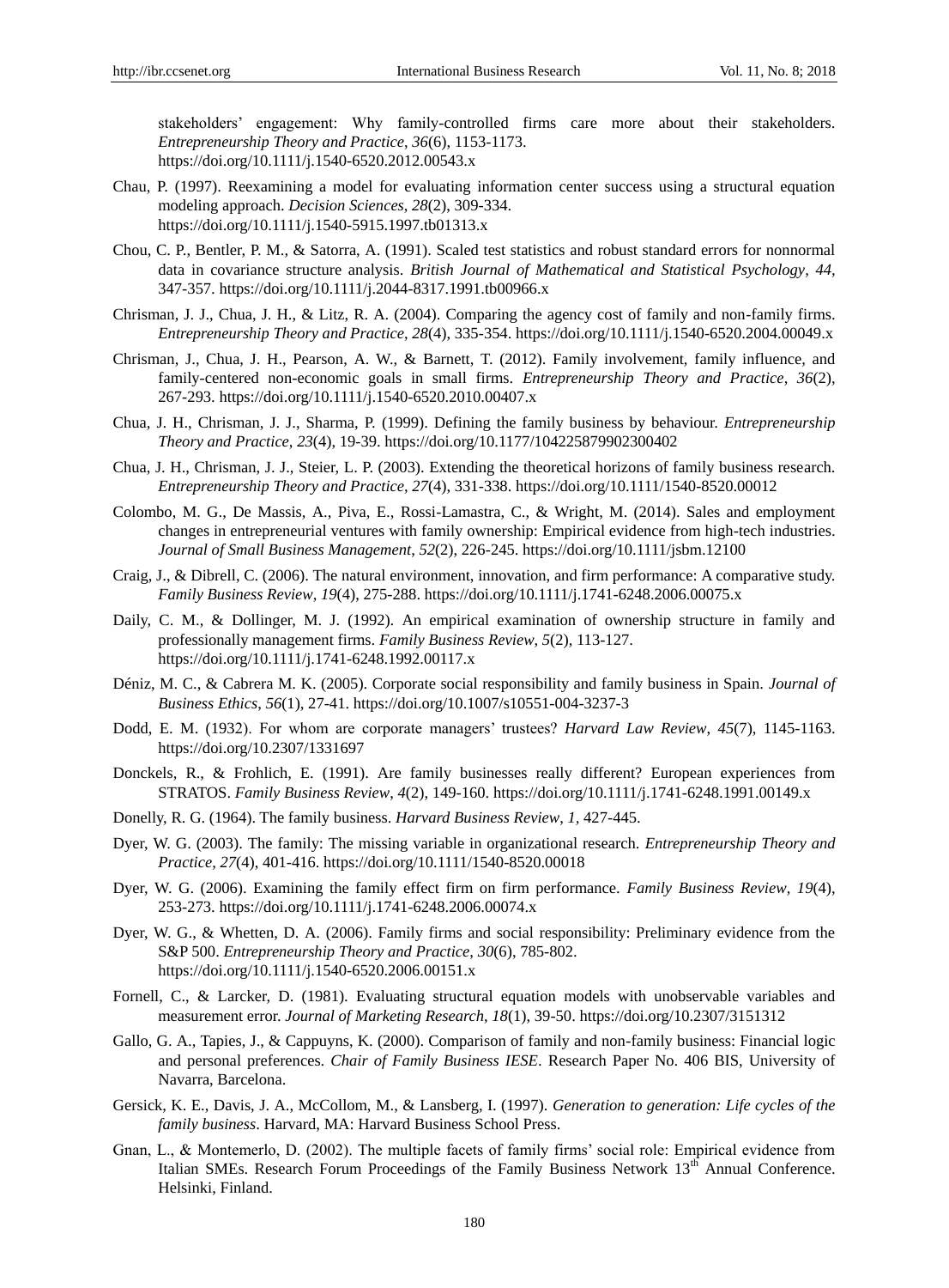stakeholders' engagement: Why family-controlled firms care more about their stakeholders. *Entrepreneurship Theory and Practice*, *36*(6), 1153-1173. https://doi.org/10.1111/j.1540-6520.2012.00543.x

Chau, P. (1997). Reexamining a model for evaluating information center success using a structural equation modeling approach. *Decision Sciences*, *28*(2), 309-334. https://doi.org/10.1111/j.1540-5915.1997.tb01313.x

Chou, C. P., Bentler, P. M., & Satorra, A. (1991). Scaled test statistics and robust standard errors for nonnormal data in covariance structure analysis. *British Journal of Mathematical and Statistical Psychology*, *44*, 347-357. https://doi.org/10.1111/j.2044-8317.1991.tb00966.x

Chrisman, J. J., Chua, J. H., & Litz, R. A. (2004). Comparing the agency cost of family and non-family firms. *Entrepreneurship Theory and Practice*, *28*(4), 335-354. https://doi.org/10.1111/j.1540-6520.2004.00049.x

Chrisman, J., Chua, J. H., Pearson, A. W., & Barnett, T. (2012). Family involvement, family influence, and family-centered non-economic goals in small firms. *Entrepreneurship Theory and Practice*, *36*(2), 267-293. https://doi.org/10.1111/j.1540-6520.2010.00407.x

Chua, J. H., Chrisman, J. J., Sharma, P. (1999). Defining the family business by behaviour. *Entrepreneurship Theory and Practice*, *23*(4), 19-39. https://doi.org/10.1177/104225879902300402

Chua, J. H., Chrisman, J. J., Steier, L. P. (2003). Extending the theoretical horizons of family business research. *Entrepreneurship Theory and Practice*, *27*(4), 331-338. https://doi.org/10.1111/1540-8520.00012

Colombo, M. G., De Massis, A., Piva, E., Rossi-Lamastra, C., & Wright, M. (2014). Sales and employment changes in entrepreneurial ventures with family ownership: Empirical evidence from high-tech industries. *Journal of Small Business Management*, *52*(2), 226-245. https://doi.org/10.1111/jsbm.12100

Craig, J., & Dibrell, C. (2006). The natural environment, innovation, and firm performance: A comparative study. *Family Business Review*, *19*(4), 275-288. https://doi.org/10.1111/j.1741-6248.2006.00075.x

Daily, C. M., & Dollinger, M. J. (1992). An empirical examination of ownership structure in family and professionally management firms. *Family Business Review*, *5*(2), 113-127. https://doi.org/10.1111/j.1741-6248.1992.00117.x

Déniz, M. C., & Cabrera M. K. (2005). Corporate social responsibility and family business in Spain. *Journal of Business Ethics*, *56*(1), 27-41. https://doi.org/10.1007/s10551-004-3237-3

Dodd, E. M. (1932). For whom are corporate managers' trustees? *Harvard Law Review*, *45*(7), 1145-1163. https://doi.org/10.2307/1331697

Donckels, R., & Frohlich, E. (1991). Are family businesses really different? European experiences from STRATOS. *Family Business Review*, *4*(2), 149-160. https://doi.org/10.1111/j.1741-6248.1991.00149.x

Donelly, R. G. (1964). The family business. *Harvard Business Review*, *1*, 427-445.

Dyer, W. G. (2003). The family: The missing variable in organizational research. *Entrepreneurship Theory and Practice*, *27*(4), 401-416. https://doi.org/10.1111/1540-8520.00018

Dyer, W. G. (2006). Examining the family effect firm on firm performance. *Family Business Review*, *19*(4), 253-273. https://doi.org/10.1111/j.1741-6248.2006.00074.x

Dyer, W. G., & Whetten, D. A. (2006). Family firms and social responsibility: Preliminary evidence from the S&P 500. *Entrepreneurship Theory and Practice*, *30*(6), 785-802. https://doi.org/10.1111/j.1540-6520.2006.00151.x

Fornell, C., & Larcker, D. (1981). Evaluating structural equation models with unobservable variables and measurement error. *Journal of Marketing Research*, *18*(1), 39-50. https://doi.org/10.2307/3151312

Gallo, G. A., Tapies, J., & Cappuyns, K. (2000). Comparison of family and non-family business: Financial logic and personal preferences. *Chair of Family Business IESE*. Research Paper No. 406 BIS, University of Navarra, Barcelona.

Gersick, K. E., Davis, J. A., McCollom, M., & Lansberg, I. (1997). *Generation to generation: Life cycles of the family business*. Harvard, MA: Harvard Business School Press.

Gnan, L., & Montemerlo, D. (2002). The multiple facets of family firms' social role: Empirical evidence from Italian SMEs. Research Forum Proceedings of the Family Business Network 13th Annual Conference. Helsinki, Finland.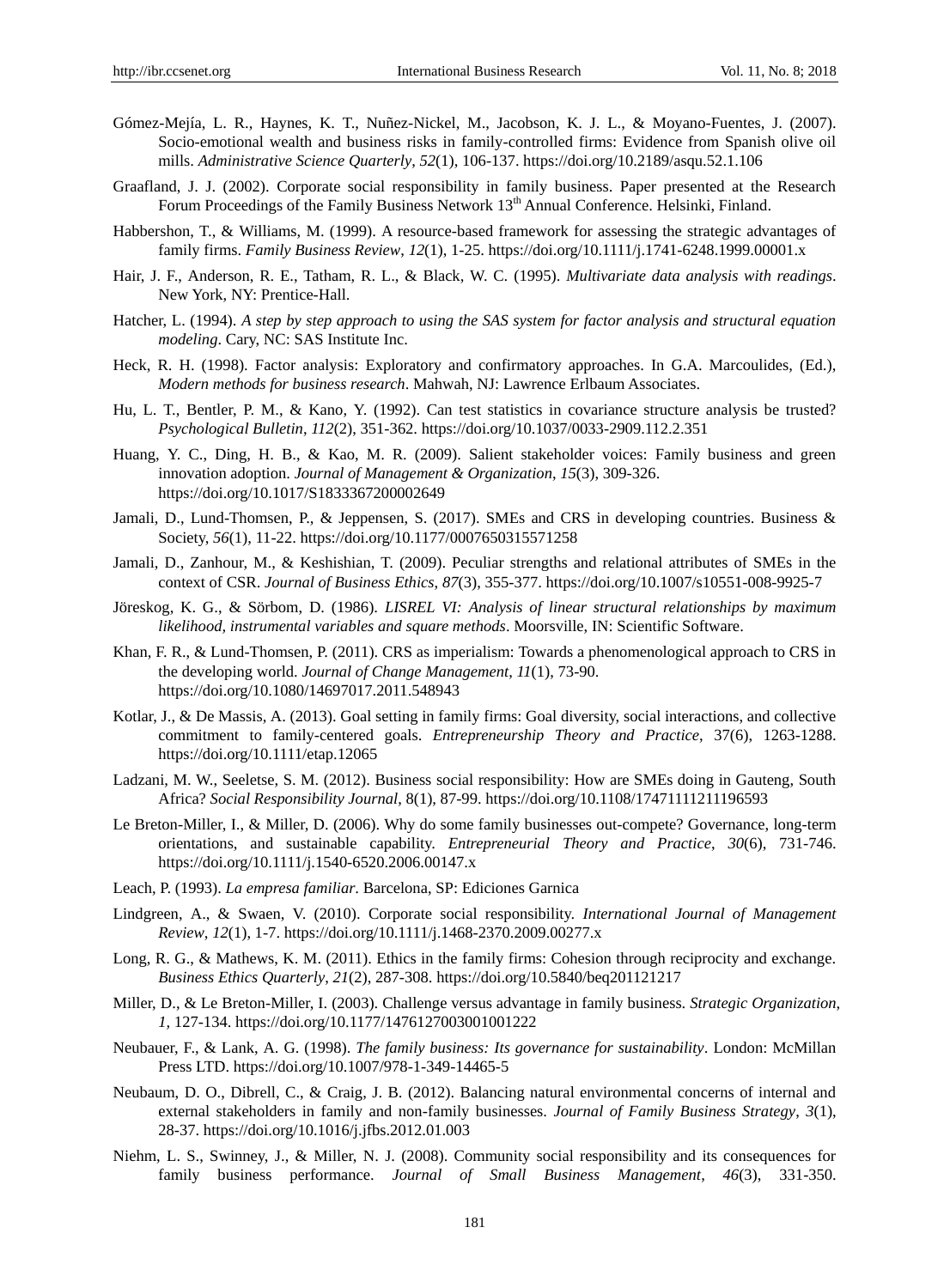Gómez-Mejía, L. R., Haynes, K. T., Nuñez-Nickel, M., Jacobson, K. J. L., & Moyano-Fuentes, J. (2007). Socio-emotional wealth and business risks in family-controlled firms: Evidence from Spanish olive oil mills. *Administrative Science Quarterly*, *52*(1), 106-137. https://doi.org/10.2189/asqu.52.1.106

Graafland, J. J. (2002). Corporate social responsibility in family business. Paper presented at the Research Forum Proceedings of the Family Business Network 13th Annual Conference. Helsinki, Finland.

Habbershon, T., & Williams, M. (1999). A resource-based framework for assessing the strategic advantages of family firms. *Family Business Review*, *12*(1), 1-25. https://doi.org/10.1111/j.1741-6248.1999.00001.x

Hair, J. F., Anderson, R. E., Tatham, R. L., & Black, W. C. (1995). *Multivariate data analysis with readings*. New York, NY: Prentice-Hall.

Hatcher, L. (1994). *A step by step approach to using the SAS system for factor analysis and structural equation modeling*. Cary, NC: SAS Institute Inc.

Heck, R. H. (1998). Factor analysis: Exploratory and confirmatory approaches. In G.A. Marcoulides, (Ed.), *Modern methods for business research*. Mahwah, NJ: Lawrence Erlbaum Associates.

Hu, L. T., Bentler, P. M., & Kano, Y. (1992). Can test statistics in covariance structure analysis be trusted? *Psychological Bulletin*, *112*(2), 351-362. https://doi.org/10.1037/0033-2909.112.2.351

Huang, Y. C., Ding, H. B., & Kao, M. R. (2009). Salient stakeholder voices: Family business and green innovation adoption. *Journal of Management & Organization*, *15*(3), 309-326. https://doi.org/10.1017/S1833367200002649

Jamali, D., Lund-Thomsen, P., & Jeppensen, S. (2017). SMEs and CRS in developing countries. Business & Society, *56*(1), 11-22. https://doi.org/10.1177/0007650315571258

Jamali, D., Zanhour, M., & Keshishian, T. (2009). Peculiar strengths and relational attributes of SMEs in the context of CSR. *Journal of Business Ethics*, *87*(3), 355-377. https://doi.org/10.1007/s10551-008-9925-7

Jöreskog, K. G., & Sörbom, D. (1986). *LISREL VI: Analysis of linear structural relationships by maximum likelihood, instrumental variables and square methods*. Moorsville, IN: Scientific Software.

Khan, F. R., & Lund-Thomsen, P. (2011). CRS as imperialism: Towards a phenomenological approach to CRS in the developing world. *Journal of Change Management*, *11*(1), 73-90. https://doi.org/10.1080/14697017.2011.548943

Kotlar, J., & De Massis, A. (2013). Goal setting in family firms: Goal diversity, social interactions, and collective commitment to family-centered goals. *Entrepreneurship Theory and Practice*, 37(6), 1263-1288. https://doi.org/10.1111/etap.12065

Ladzani, M. W., Seeletse, S. M. (2012). Business social responsibility: How are SMEs doing in Gauteng, South Africa? *Social Responsibility Journal*, 8(1), 87-99. https://doi.org/10.1108/17471111211196593

Le Breton-Miller, I., & Miller, D. (2006). Why do some family businesses out-compete? Governance, long-term orientations, and sustainable capability. *Entrepreneurial Theory and Practice*, *30*(6), 731-746. https://doi.org/10.1111/j.1540-6520.2006.00147.x

Leach, P. (1993). *La empresa familiar*. Barcelona, SP: Ediciones Garnica

Lindgreen, A., & Swaen, V. (2010). Corporate social responsibility. *International Journal of Management Review*, *12*(1), 1-7. https://doi.org/10.1111/j.1468-2370.2009.00277.x

Long, R. G., & Mathews, K. M. (2011). Ethics in the family firms: Cohesion through reciprocity and exchange. *Business Ethics Quarterly*, *21*(2), 287-308. https://doi.org/10.5840/beq201121217

Miller, D., & Le Breton-Miller, I. (2003). Challenge versus advantage in family business. *Strategic Organization*, *1*, 127-134. https://doi.org/10.1177/1476127003001001222

Neubauer, F., & Lank, A. G. (1998). *The family business: Its governance for sustainability*. London: McMillan Press LTD. https://doi.org/10.1007/978-1-349-14465-5

Neubaum, D. O., Dibrell, C., & Craig, J. B. (2012). Balancing natural environmental concerns of internal and external stakeholders in family and non-family businesses. *Journal of Family Business Strategy*, *3*(1), 28-37. https://doi.org/10.1016/j.jfbs.2012.01.003

Niehm, L. S., Swinney, J., & Miller, N. J. (2008). Community social responsibility and its consequences for family business performance. *Journal of Small Business Management*, *46*(3), 331-350.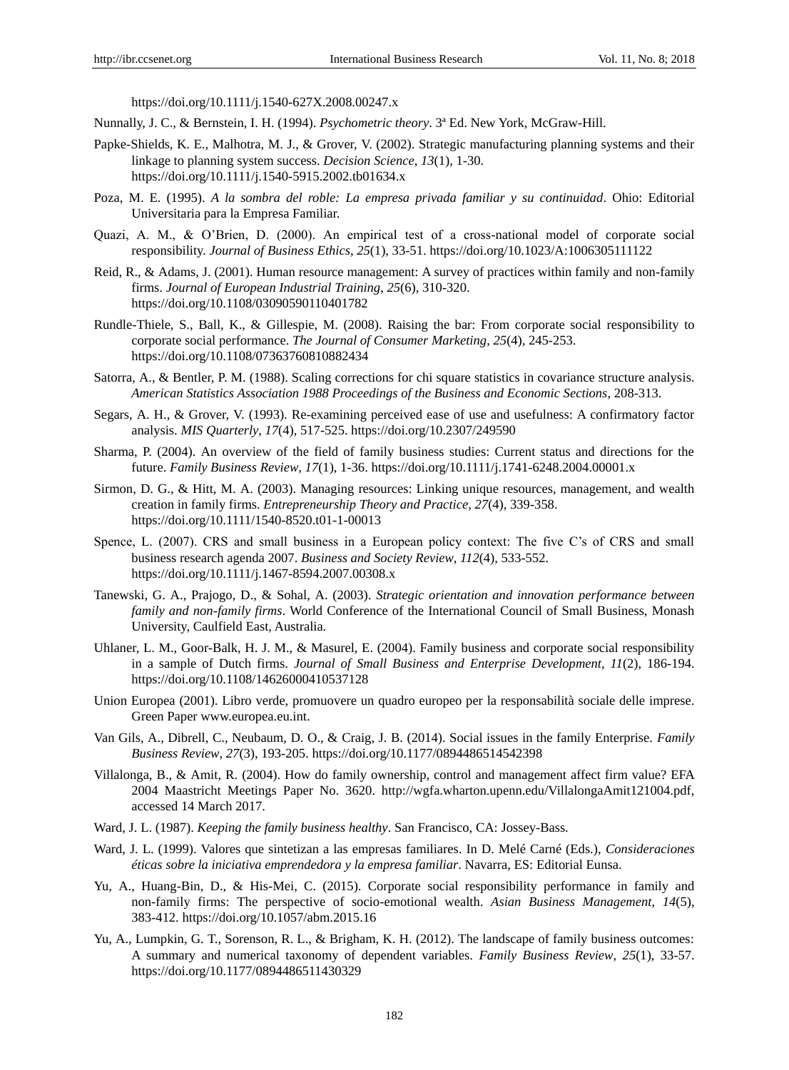https://doi.org/10.1111/j.1540-627X.2008.00247.x

Nunnally, J. C., & Bernstein, I. H. (1994). *Psychometric theory*. 3ª Ed. New York, McGraw-Hill.

Papke-Shields, K. E., Malhotra, M. J., & Grover, V. (2002). Strategic manufacturing planning systems and their linkage to planning system success. *Decision Science*, *13*(1), 1-30. https://doi.org/10.1111/j.1540-5915.2002.tb01634.x

Poza, M. E. (1995). *A la sombra del roble: La empresa privada familiar y su continuidad*. Ohio: Editorial Universitaria para la Empresa Familiar.

Quazi, A. M., & O'Brien, D. (2000). An empirical test of a cross-national model of corporate social responsibility. *Journal of Business Ethics*, *25*(1), 33-51. https://doi.org/10.1023/A:1006305111122

Reid, R., & Adams, J. (2001). Human resource management: A survey of practices within family and non-family firms. *Journal of European Industrial Training*, *25*(6), 310-320. https://doi.org/10.1108/03090590110401782

Rundle-Thiele, S., Ball, K., & Gillespie, M. (2008). Raising the bar: From corporate social responsibility to corporate social performance. *The Journal of Consumer Marketing*, *25*(4), 245-253. https://doi.org/10.1108/07363760810882434

Satorra, A., & Bentler, P. M. (1988). Scaling corrections for chi square statistics in covariance structure analysis. *American Statistics Association 1988 Proceedings of the Business and Economic Sections*, 208-313.

Segars, A. H., & Grover, V. (1993). Re-examining perceived ease of use and usefulness: A confirmatory factor analysis. *MIS Quarterly*, *17*(4), 517-525. https://doi.org/10.2307/249590

Sharma, P. (2004). An overview of the field of family business studies: Current status and directions for the future. *Family Business Review*, *17*(1), 1-36. https://doi.org/10.1111/j.1741-6248.2004.00001.x

Sirmon, D. G., & Hitt, M. A. (2003). Managing resources: Linking unique resources, management, and wealth creation in family firms. *Entrepreneurship Theory and Practice*, *27*(4), 339-358. https://doi.org/10.1111/1540-8520.t01-1-00013

Spence, L. (2007). CRS and small business in a European policy context: The five C's of CRS and small business research agenda 2007. *Business and Society Review*, *112*(4), 533-552. https://doi.org/10.1111/j.1467-8594.2007.00308.x

Tanewski, G. A., Prajogo, D., & Sohal, A. (2003). *Strategic orientation and innovation performance between family and non-family firms*. World Conference of the International Council of Small Business, Monash University, Caulfield East, Australia.

Uhlaner, L. M., Goor-Balk, H. J. M., & Masurel, E. (2004). Family business and corporate social responsibility in a sample of Dutch firms. *Journal of Small Business and Enterprise Development*, *11*(2), 186-194. https://doi.org/10.1108/14626000410537128

Union Europea (2001). Libro verde, promuovere un quadro europeo per la responsabilità sociale delle imprese. Green Paper www.europea.eu.int.

Van Gils, A., Dibrell, C., Neubaum, D. O., & Craig, J. B. (2014). Social issues in the family Enterprise. *Family Business Review*, *27*(3), 193-205. https://doi.org/10.1177/0894486514542398

Villalonga, B., & Amit, R. (2004). How do family ownership, control and management affect firm value? EFA 2004 Maastricht Meetings Paper No. 3620. http://wgfa.wharton.upenn.edu/VillalongaAmit121004.pdf, accessed 14 March 2017.

Ward, J. L. (1987). *Keeping the family business healthy*. San Francisco, CA: Jossey-Bass.

Ward, J. L. (1999). Valores que sintetizan a las empresas familiares. In D. Melé Carné (Eds.), *Consideraciones éticas sobre la iniciativa emprendedora y la empresa familiar*. Navarra, ES: Editorial Eunsa.

Yu, A., Huang-Bin, D., & His-Mei, C. (2015). Corporate social responsibility performance in family and non-family firms: The perspective of socio-emotional wealth. *Asian Business Management*, *14*(5), 383-412. https://doi.org/10.1057/abm.2015.16

Yu, A., Lumpkin, G. T., Sorenson, R. L., & Brigham, K. H. (2012). The landscape of family business outcomes: A summary and numerical taxonomy of dependent variables. *Family Business Review*, *25*(1), 33-57. https://doi.org/10.1177/0894486511430329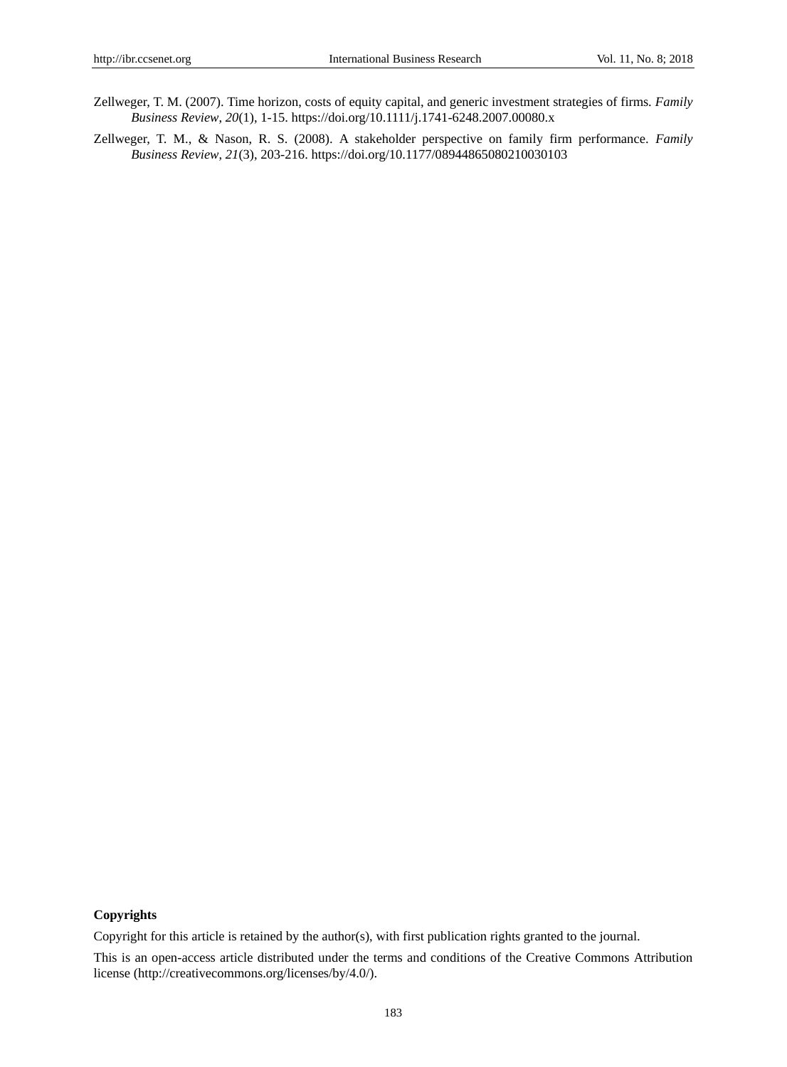Zellweger, T. M. (2007). Time horizon, costs of equity capital, and generic investment strategies of firms. *Family Business Review*, *20*(1), 1-15. https://doi.org/10.1111/j.1741-6248.2007.00080.x

Zellweger, T. M., & Nason, R. S. (2008). A stakeholder perspective on family firm performance. *Family Business Review*, *21*(3), 203-216. https://doi.org/10.1177/08944865080210030103

**Copyrights**

Copyright for this article is retained by the author(s), with first publication rights granted to the journal.

This is an open-access article distributed under the terms and conditions of the Creative Commons Attribution license (http://creativecommons.org/licenses/by/4.0/).